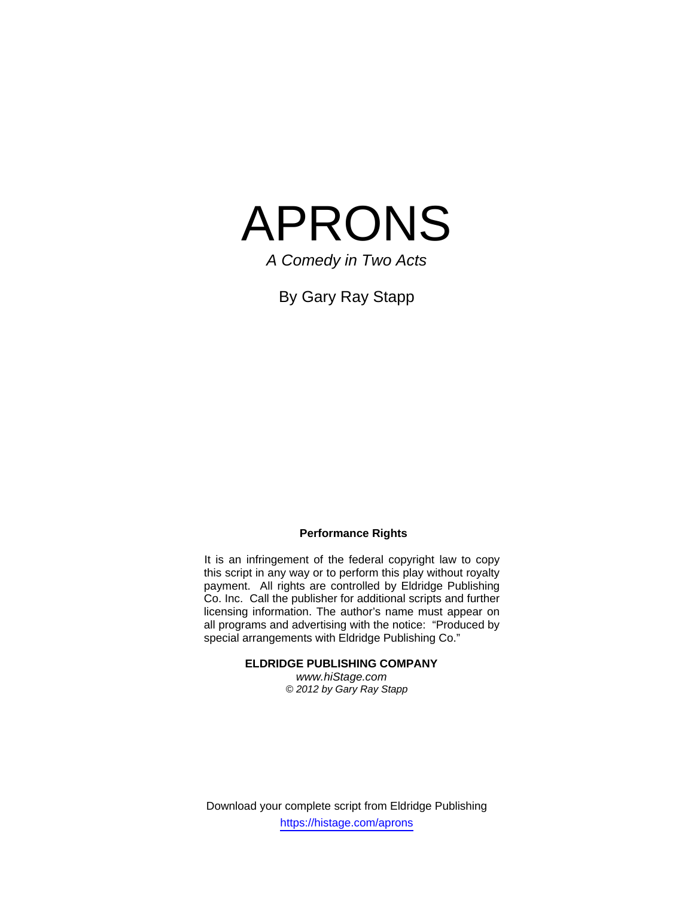# APRONS

*A Comedy in Two Acts*

By Gary Ray Stapp

**Performance Rights**

It is an infringement of the federal copyright law to copy this script in any way or to perform this play without royalty payment. All rights are controlled by Eldridge Publishing Co. Inc. Call the publisher for additional scripts and further licensing information. The author's name must appear on all programs and advertising with the notice: "Produced by special arrangements with Eldridge Publishing Co."

**ELDRIDGE PUBLISHING COMPANY**
*www.hiStage.com*
*© 2012 by Gary Ray Stapp*

Download your complete script from Eldridge Publishing
https://histage.com/aprons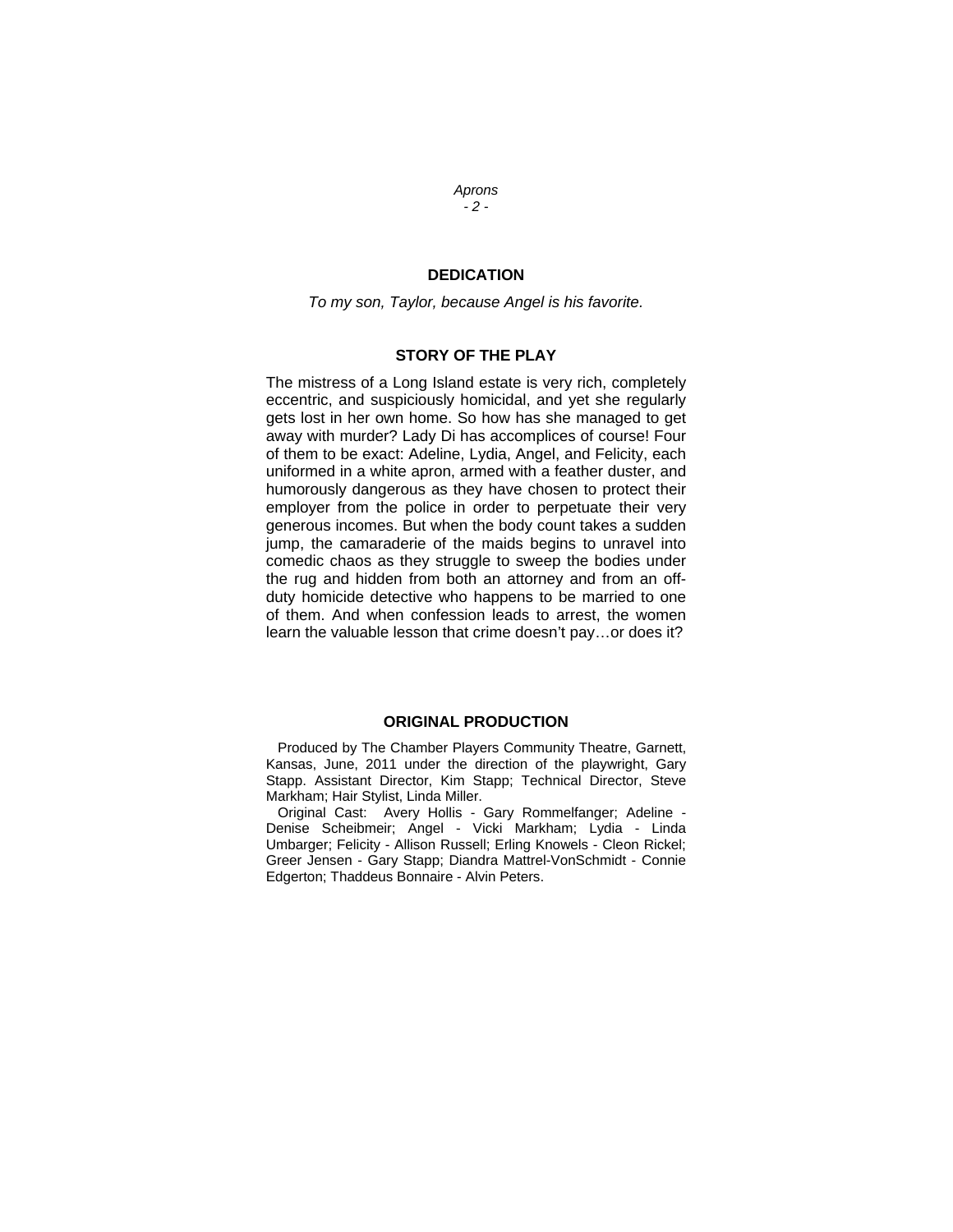## DEDICATION

*To my son, Taylor, because Angel is his favorite.*

## STORY OF THE PLAY

The mistress of a Long Island estate is very rich, completely eccentric, and suspiciously homicidal, and yet she regularly gets lost in her own home. So how has she managed to get away with murder? Lady Di has accomplices of course! Four of them to be exact: Adeline, Lydia, Angel, and Felicity, each uniformed in a white apron, armed with a feather duster, and humorously dangerous as they have chosen to protect their employer from the police in order to perpetuate their very generous incomes. But when the body count takes a sudden jump, the camaraderie of the maids begins to unravel into comedic chaos as they struggle to sweep the bodies under the rug and hidden from both an attorney and from an off-duty homicide detective who happens to be married to one of them. And when confession leads to arrest, the women learn the valuable lesson that crime doesn't pay…or does it?

## ORIGINAL PRODUCTION

Produced by The Chamber Players Community Theatre, Garnett, Kansas, June, 2011 under the direction of the playwright, Gary Stapp. Assistant Director, Kim Stapp; Technical Director, Steve Markham; Hair Stylist, Linda Miller.

Original Cast: Avery Hollis - Gary Rommelfanger; Adeline - Denise Scheibmeir; Angel - Vicki Markham; Lydia - Linda Umbarger; Felicity - Allison Russell; Erling Knowels - Cleon Rickel; Greer Jensen - Gary Stapp; Diandra Mattrel-VonSchmidt - Connie Edgerton; Thaddeus Bonnaire - Alvin Peters.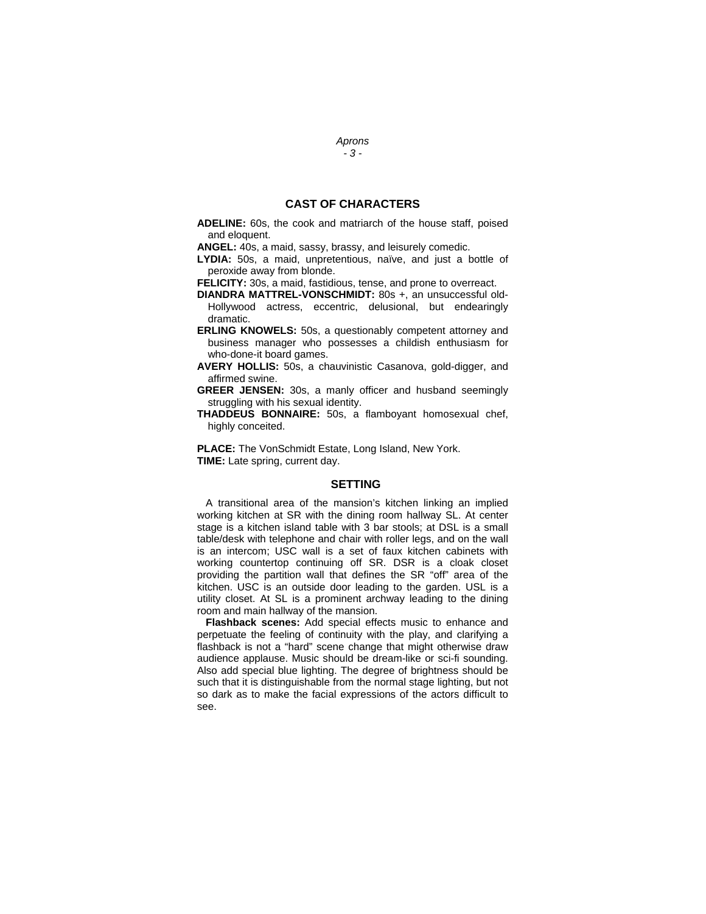## CAST OF CHARACTERS

**ADELINE:** 60s, the cook and matriarch of the house staff, poised and eloquent.

**ANGEL:** 40s, a maid, sassy, brassy, and leisurely comedic.

**LYDIA:** 50s, a maid, unpretentious, naïve, and just a bottle of peroxide away from blonde.

**FELICITY:** 30s, a maid, fastidious, tense, and prone to overreact.

**DIANDRA MATTREL-VONSCHMIDT:** 80s +, an unsuccessful old-Hollywood actress, eccentric, delusional, but endearingly dramatic.

**ERLING KNOWELS:** 50s, a questionably competent attorney and business manager who possesses a childish enthusiasm for who-done-it board games.

**AVERY HOLLIS:** 50s, a chauvinistic Casanova, gold-digger, and affirmed swine.

**GREER JENSEN:** 30s, a manly officer and husband seemingly struggling with his sexual identity.

**THADDEUS BONNAIRE:** 50s, a flamboyant homosexual chef, highly conceited.

**PLACE:** The VonSchmidt Estate, Long Island, New York.
**TIME:** Late spring, current day.

## SETTING

A transitional area of the mansion's kitchen linking an implied working kitchen at SR with the dining room hallway SL. At center stage is a kitchen island table with 3 bar stools; at DSL is a small table/desk with telephone and chair with roller legs, and on the wall is an intercom; USC wall is a set of faux kitchen cabinets with working countertop continuing off SR. DSR is a cloak closet providing the partition wall that defines the SR "off" area of the kitchen. USC is an outside door leading to the garden. USL is a utility closet. At SL is a prominent archway leading to the dining room and main hallway of the mansion.

**Flashback scenes:** Add special effects music to enhance and perpetuate the feeling of continuity with the play, and clarifying a flashback is not a "hard" scene change that might otherwise draw audience applause. Music should be dream-like or sci-fi sounding. Also add special blue lighting. The degree of brightness should be such that it is distinguishable from the normal stage lighting, but not so dark as to make the facial expressions of the actors difficult to see.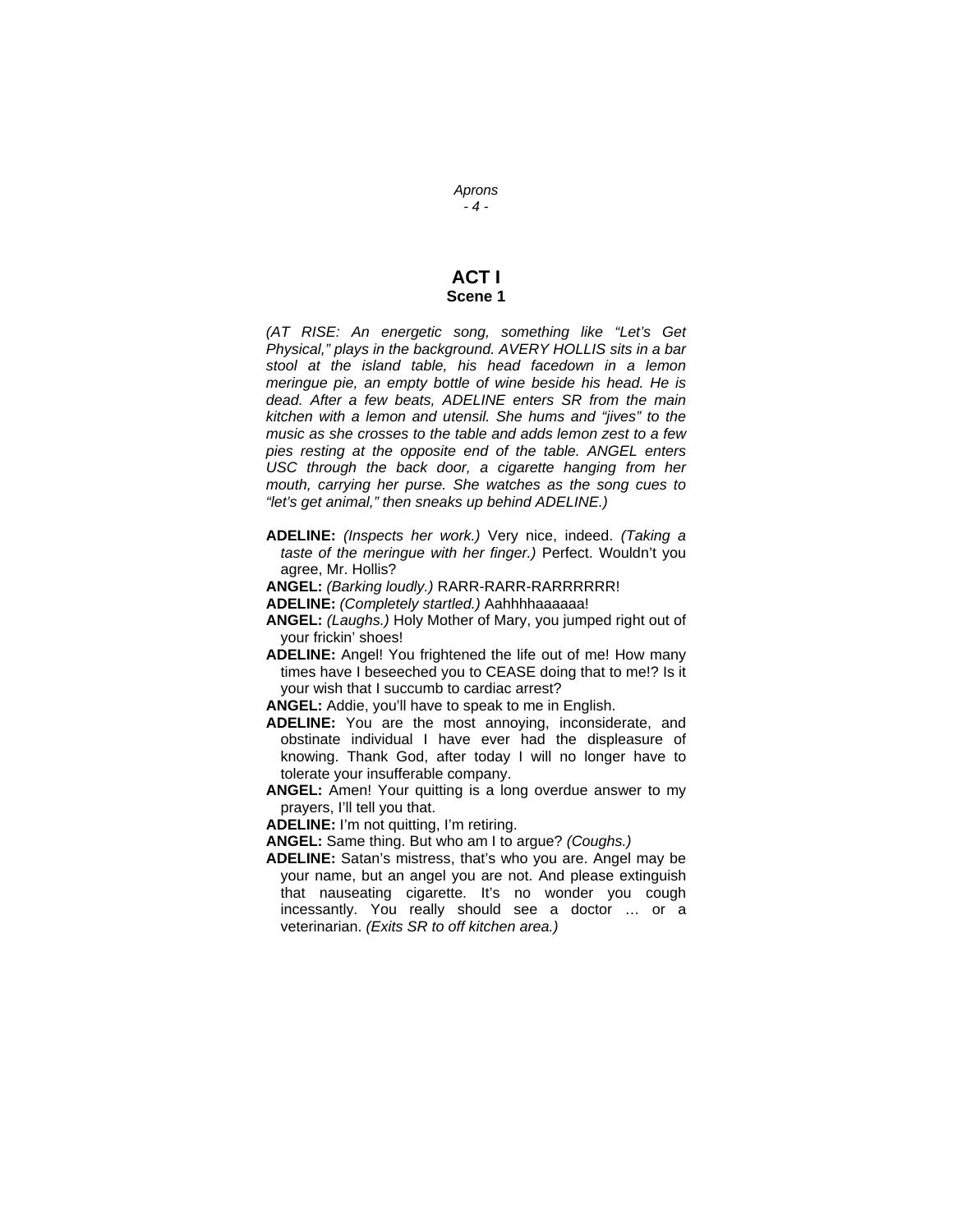# ACT I
## Scene 1

*(AT RISE: An energetic song, something like "Let's Get Physical," plays in the background. AVERY HOLLIS sits in a bar stool at the island table, his head facedown in a lemon meringue pie, an empty bottle of wine beside his head. He is dead. After a few beats, ADELINE enters SR from the main kitchen with a lemon and utensil. She hums and "jives" to the music as she crosses to the table and adds lemon zest to a few pies resting at the opposite end of the table. ANGEL enters USC through the back door, a cigarette hanging from her mouth, carrying her purse. She watches as the song cues to "let's get animal," then sneaks up behind ADELINE.)*

**ADELINE:** *(Inspects her work.)* Very nice, indeed. *(Taking a taste of the meringue with her finger.)* Perfect. Wouldn't you agree, Mr. Hollis?

**ANGEL:** *(Barking loudly.)* RARR-RARR-RARRRRRR!

**ADELINE:** *(Completely startled.)* Aahhhhaaaaaa!

**ANGEL:** *(Laughs.)* Holy Mother of Mary, you jumped right out of your frickin' shoes!

**ADELINE:** Angel! You frightened the life out of me! How many times have I beseeched you to CEASE doing that to me!? Is it your wish that I succumb to cardiac arrest?

**ANGEL:** Addie, you'll have to speak to me in English.

**ADELINE:** You are the most annoying, inconsiderate, and obstinate individual I have ever had the displeasure of knowing. Thank God, after today I will no longer have to tolerate your insufferable company.

**ANGEL:** Amen! Your quitting is a long overdue answer to my prayers, I'll tell you that.

**ADELINE:** I'm not quitting, I'm retiring.

**ANGEL:** Same thing. But who am I to argue? *(Coughs.)*

**ADELINE:** Satan's mistress, that's who you are. Angel may be your name, but an angel you are not. And please extinguish that nauseating cigarette. It's no wonder you cough incessantly. You really should see a doctor … or a veterinarian. *(Exits SR to off kitchen area.)*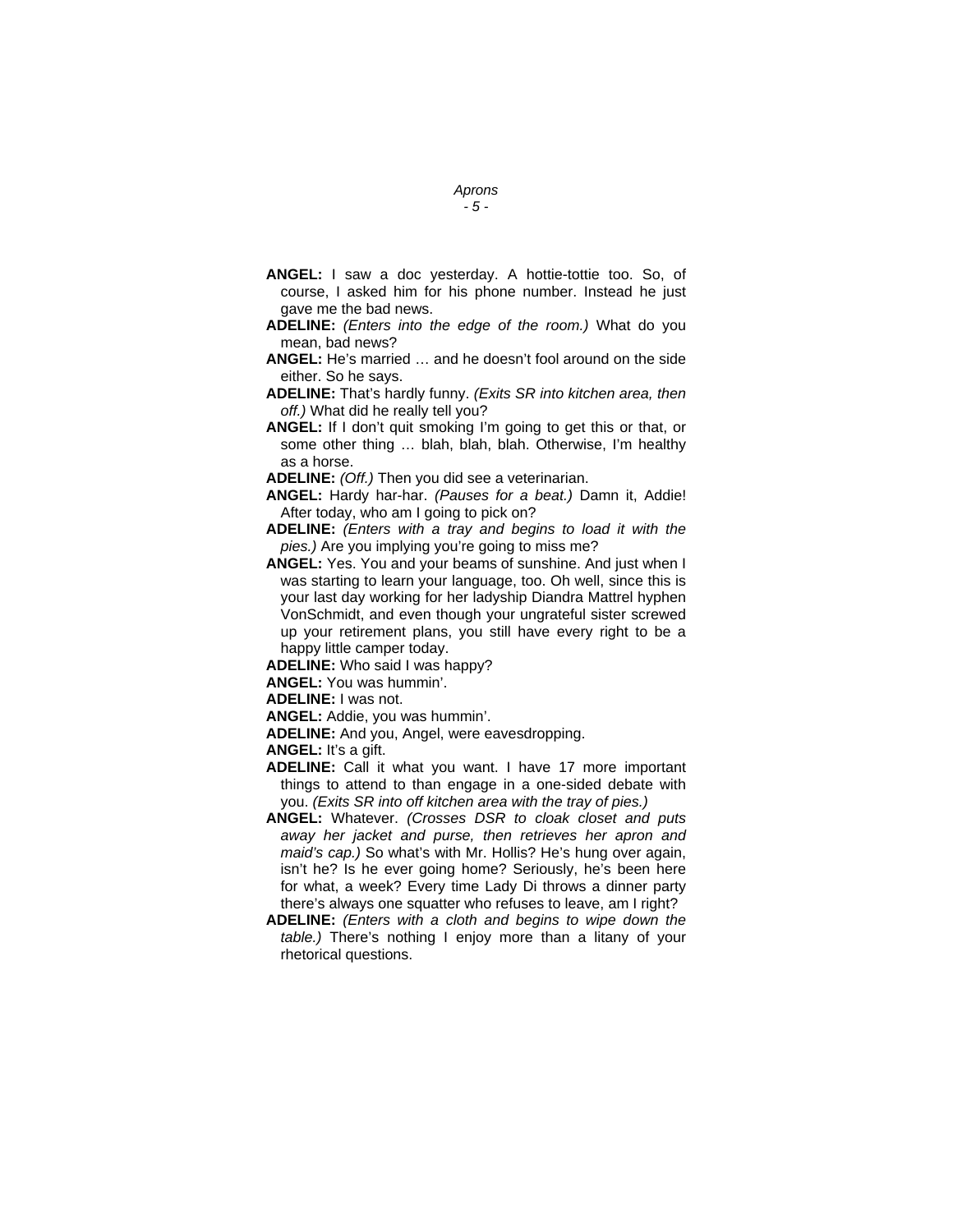**ANGEL:** I saw a doc yesterday. A hottie-tottie too. So, of course, I asked him for his phone number. Instead he just gave me the bad news.

**ADELINE:** *(Enters into the edge of the room.)* What do you mean, bad news?

**ANGEL:** He's married … and he doesn't fool around on the side either. So he says.

**ADELINE:** That's hardly funny. *(Exits SR into kitchen area, then off.)* What did he really tell you?

**ANGEL:** If I don't quit smoking I'm going to get this or that, or some other thing … blah, blah, blah. Otherwise, I'm healthy as a horse.

**ADELINE:** *(Off.)* Then you did see a veterinarian.

**ANGEL:** Hardy har-har. *(Pauses for a beat.)* Damn it, Addie! After today, who am I going to pick on?

**ADELINE:** *(Enters with a tray and begins to load it with the pies.)* Are you implying you're going to miss me?

**ANGEL:** Yes. You and your beams of sunshine. And just when I was starting to learn your language, too. Oh well, since this is your last day working for her ladyship Diandra Mattrel hyphen VonSchmidt, and even though your ungrateful sister screwed up your retirement plans, you still have every right to be a happy little camper today.

**ADELINE:** Who said I was happy?

**ANGEL:** You was hummin'.

**ADELINE:** I was not.

**ANGEL:** Addie, you was hummin'.

**ADELINE:** And you, Angel, were eavesdropping.

**ANGEL:** It's a gift.

**ADELINE:** Call it what you want. I have 17 more important things to attend to than engage in a one-sided debate with you. *(Exits SR into off kitchen area with the tray of pies.)*

**ANGEL:** Whatever. *(Crosses DSR to cloak closet and puts away her jacket and purse, then retrieves her apron and maid's cap.)* So what's with Mr. Hollis? He's hung over again, isn't he? Is he ever going home? Seriously, he's been here for what, a week? Every time Lady Di throws a dinner party there's always one squatter who refuses to leave, am I right?

**ADELINE:** *(Enters with a cloth and begins to wipe down the table.)* There's nothing I enjoy more than a litany of your rhetorical questions.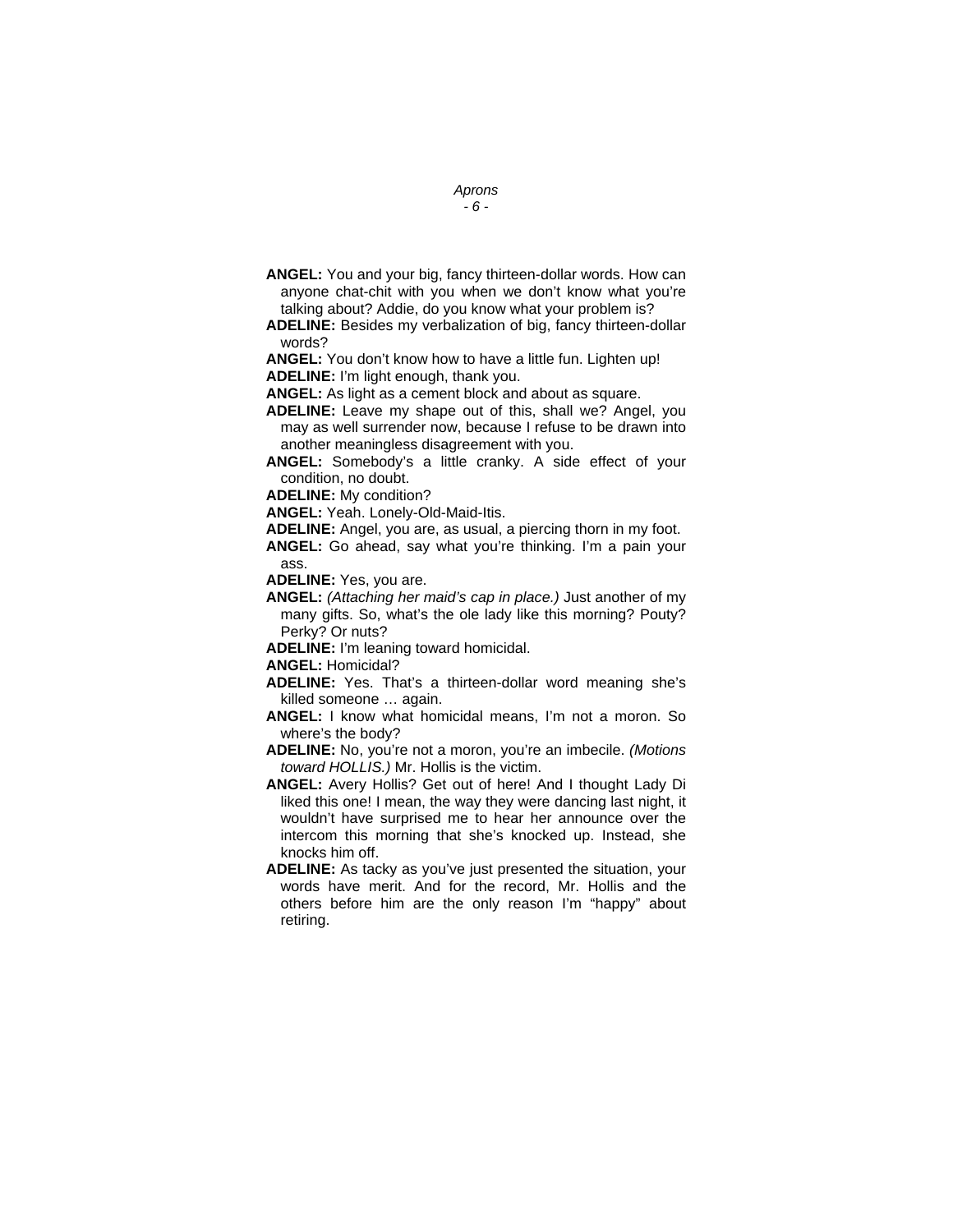**ANGEL:** You and your big, fancy thirteen-dollar words. How can anyone chat-chit with you when we don't know what you're talking about? Addie, do you know what your problem is?

**ADELINE:** Besides my verbalization of big, fancy thirteen-dollar words?

**ANGEL:** You don't know how to have a little fun. Lighten up!

**ADELINE:** I'm light enough, thank you.

**ANGEL:** As light as a cement block and about as square.

**ADELINE:** Leave my shape out of this, shall we? Angel, you may as well surrender now, because I refuse to be drawn into another meaningless disagreement with you.

**ANGEL:** Somebody's a little cranky. A side effect of your condition, no doubt.

**ADELINE:** My condition?

**ANGEL:** Yeah. Lonely-Old-Maid-Itis.

**ADELINE:** Angel, you are, as usual, a piercing thorn in my foot.

**ANGEL:** Go ahead, say what you're thinking. I'm a pain your ass.

**ADELINE:** Yes, you are.

**ANGEL:** *(Attaching her maid's cap in place.)* Just another of my many gifts. So, what's the ole lady like this morning? Pouty? Perky? Or nuts?

**ADELINE:** I'm leaning toward homicidal.

**ANGEL:** Homicidal?

**ADELINE:** Yes. That's a thirteen-dollar word meaning she's killed someone … again.

**ANGEL:** I know what homicidal means, I'm not a moron. So where's the body?

**ADELINE:** No, you're not a moron, you're an imbecile. *(Motions toward HOLLIS.)* Mr. Hollis is the victim.

**ANGEL:** Avery Hollis? Get out of here! And I thought Lady Di liked this one! I mean, the way they were dancing last night, it wouldn't have surprised me to hear her announce over the intercom this morning that she's knocked up. Instead, she knocks him off.

**ADELINE:** As tacky as you've just presented the situation, your words have merit. And for the record, Mr. Hollis and the others before him are the only reason I'm "happy" about retiring.